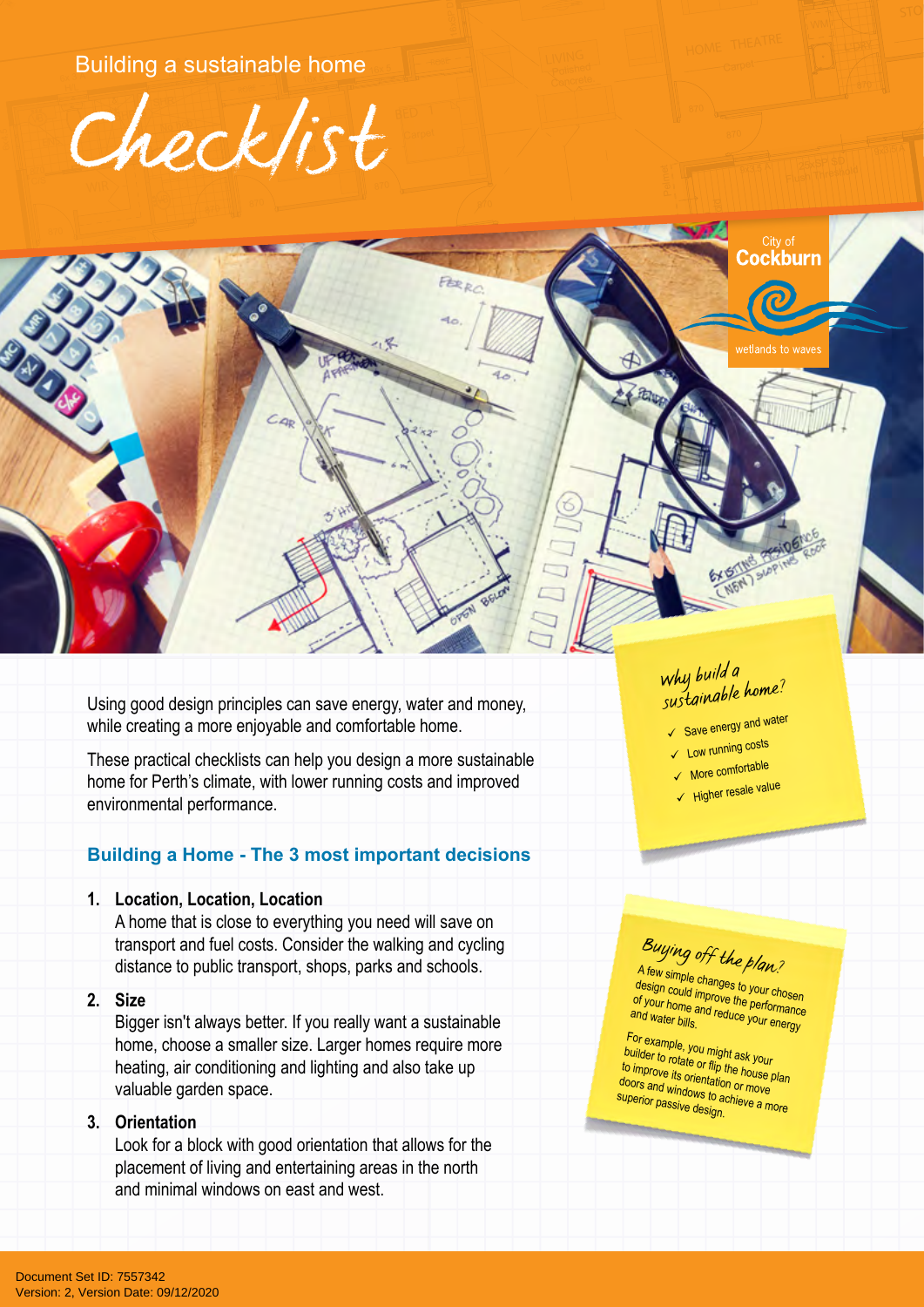Building a sustainable home

# Checklist

City of Cockburn
wetlands to waves

Using good design principles can save energy, water and money, while creating a more enjoyable and comfortable home.

These practical checklists can help you design a more sustainable home for Perth's climate, with lower running costs and improved environmental performance.

## Building a Home - The 3 most important decisions

1. **Location, Location, Location**
   A home that is close to everything you need will save on transport and fuel costs. Consider the walking and cycling distance to public transport, shops, parks and schools.

2. **Size**
   Bigger isn't always better. If you really want a sustainable home, choose a smaller size. Larger homes require more heating, air conditioning and lighting and also take up valuable garden space.

3. **Orientation**
   Look for a block with good orientation that allows for the placement of living and entertaining areas in the north and minimal windows on east and west.

*Why build a sustainable home?*

- ✓ Save energy and water
- ✓ Low running costs
- ✓ More comfortable
- ✓ Higher resale value

*Buying off the plan?*

A few simple changes to your chosen design could improve the performance of your home and reduce your energy and water bills.

For example, you might ask your builder to rotate or flip the house plan to improve its orientation or move doors and windows to achieve a more superior passive design.

Document Set ID: 7557342
Version: 2, Version Date: 09/12/2020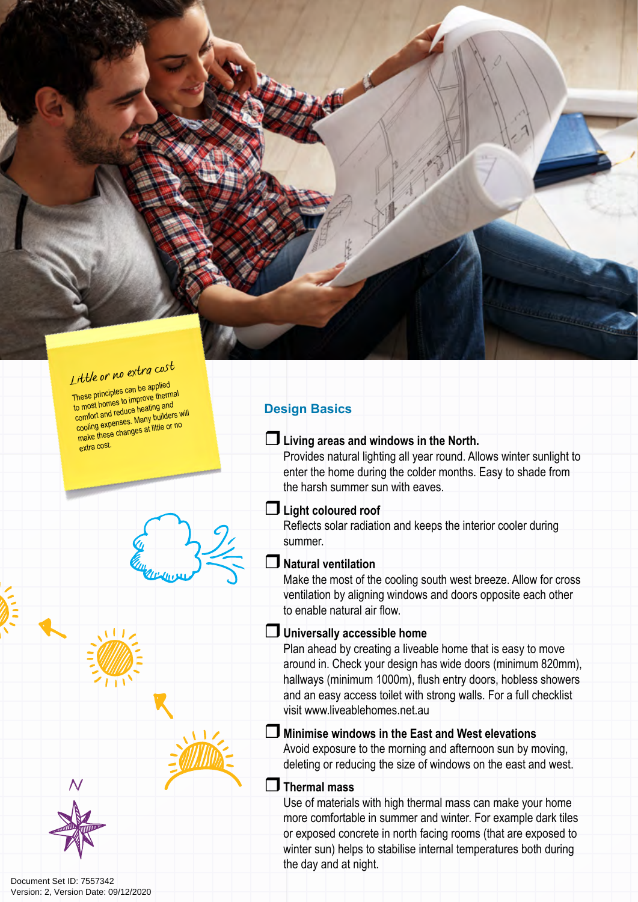*Little or no extra cost*

These principles can be applied to most homes to improve thermal comfort and reduce heating and cooling expenses. Many builders will make these changes at little or no extra cost.

N

## Design Basics

- ❒ **Living areas and windows in the North.**
  Provides natural lighting all year round. Allows winter sunlight to enter the home during the colder months. Easy to shade from the harsh summer sun with eaves.

- ❒ **Light coloured roof**
  Reflects solar radiation and keeps the interior cooler during summer.

- ❒ **Natural ventilation**
  Make the most of the cooling south west breeze. Allow for cross ventilation by aligning windows and doors opposite each other to enable natural air flow.

- ❒ **Universally accessible home**
  Plan ahead by creating a liveable home that is easy to move around in. Check your design has wide doors (minimum 820mm), hallways (minimum 1000m), flush entry doors, hobless showers and an easy access toilet with strong walls. For a full checklist visit www.liveablehomes.net.au

- ❒ **Minimise windows in the East and West elevations**
  Avoid exposure to the morning and afternoon sun by moving, deleting or reducing the size of windows on the east and west.

- ❒ **Thermal mass**
  Use of materials with high thermal mass can make your home more comfortable in summer and winter. For example dark tiles or exposed concrete in north facing rooms (that are exposed to winter sun) helps to stabilise internal temperatures both during the day and at night.

Document Set ID: 7557342
Version: 2, Version Date: 09/12/2020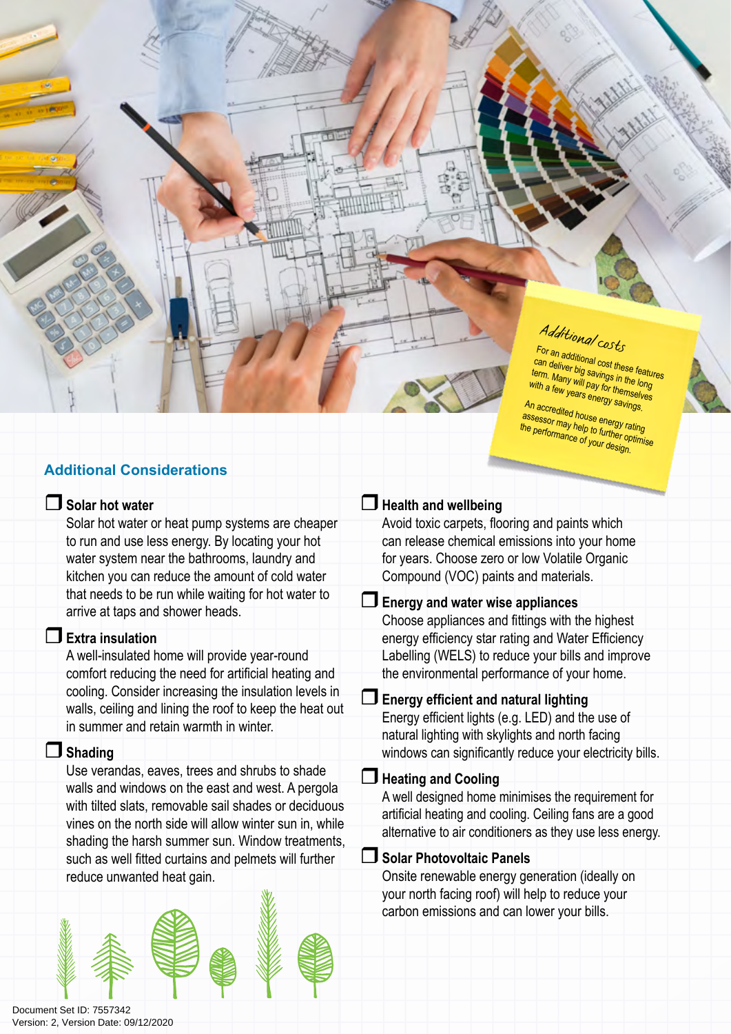**Additional costs**

For an additional cost these features can deliver big savings in the long term. Many will pay for themselves with a few years energy savings.

An accredited house energy rating assessor may help to further optimise the performance of your design.

## Additional Considerations

- ❐ **Solar hot water**
  Solar hot water or heat pump systems are cheaper to run and use less energy. By locating your hot water system near the bathrooms, laundry and kitchen you can reduce the amount of cold water that needs to be run while waiting for hot water to arrive at taps and shower heads.

- ❐ **Extra insulation**
  A well-insulated home will provide year-round comfort reducing the need for artificial heating and cooling. Consider increasing the insulation levels in walls, ceiling and lining the roof to keep the heat out in summer and retain warmth in winter.

- ❐ **Shading**
  Use verandas, eaves, trees and shrubs to shade walls and windows on the east and west. A pergola with tilted slats, removable sail shades or deciduous vines on the north side will allow winter sun in, while shading the harsh summer sun. Window treatments, such as well fitted curtains and pelmets will further reduce unwanted heat gain.

- ❐ **Health and wellbeing**
  Avoid toxic carpets, flooring and paints which can release chemical emissions into your home for years. Choose zero or low Volatile Organic Compound (VOC) paints and materials.

- ❐ **Energy and water wise appliances**
  Choose appliances and fittings with the highest energy efficiency star rating and Water Efficiency Labelling (WELS) to reduce your bills and improve the environmental performance of your home.

- ❐ **Energy efficient and natural lighting**
  Energy efficient lights (e.g. LED) and the use of natural lighting with skylights and north facing windows can significantly reduce your electricity bills.

- ❐ **Heating and Cooling**
  A well designed home minimises the requirement for artificial heating and cooling. Ceiling fans are a good alternative to air conditioners as they use less energy.

- ❐ **Solar Photovoltaic Panels**
  Onsite renewable energy generation (ideally on your north facing roof) will help to reduce your carbon emissions and can lower your bills.

Document Set ID: 7557342
Version: 2, Version Date: 09/12/2020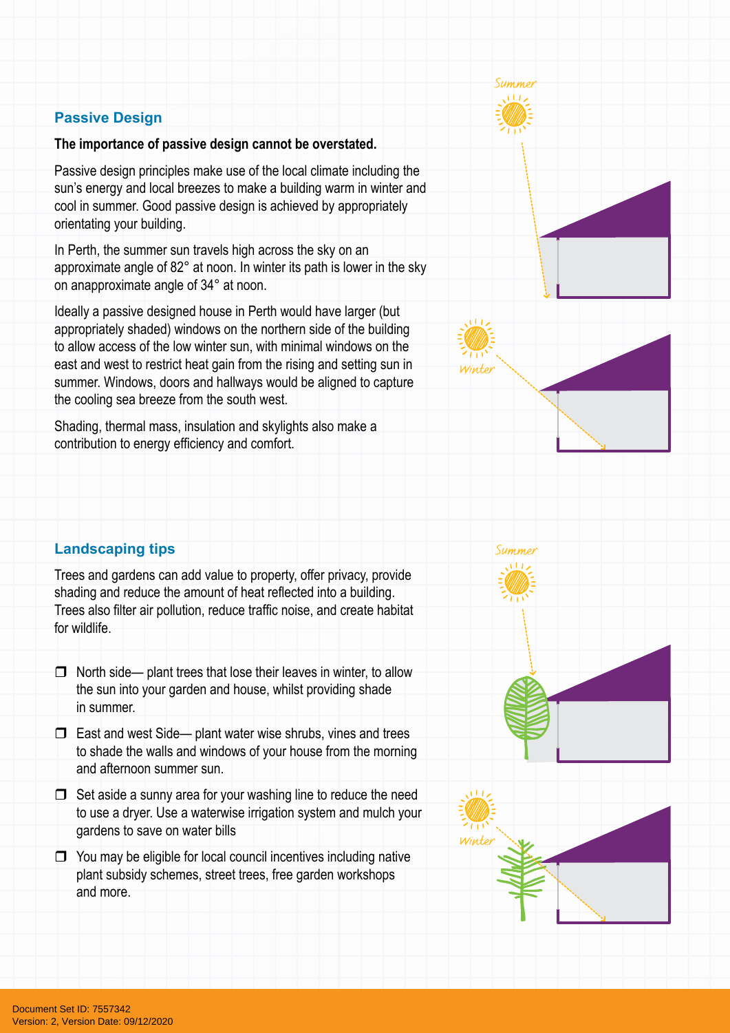## Passive Design

**The importance of passive design cannot be overstated.**

Passive design principles make use of the local climate including the sun's energy and local breezes to make a building warm in winter and cool in summer. Good passive design is achieved by appropriately orientating your building.

In Perth, the summer sun travels high across the sky on an approximate angle of 82° at noon. In winter its path is lower in the sky on anapproximate angle of 34° at noon.

Ideally a passive designed house in Perth would have larger (but appropriately shaded) windows on the northern side of the building to allow access of the low winter sun, with minimal windows on the east and west to restrict heat gain from the rising and setting sun in summer. Windows, doors and hallways would be aligned to capture the cooling sea breeze from the south west.

Shading, thermal mass, insulation and skylights also make a contribution to energy efficiency and comfort.

Summer

Winter

## Landscaping tips

Trees and gardens can add value to property, offer privacy, provide shading and reduce the amount of heat reflected into a building. Trees also filter air pollution, reduce traffic noise, and create habitat for wildlife.

- [ ] North side— plant trees that lose their leaves in winter, to allow the sun into your garden and house, whilst providing shade in summer.
- [ ] East and west Side— plant water wise shrubs, vines and trees to shade the walls and windows of your house from the morning and afternoon summer sun.
- [ ] Set aside a sunny area for your washing line to reduce the need to use a dryer. Use a waterwise irrigation system and mulch your gardens to save on water bills
- [ ] You may be eligible for local council incentives including native plant subsidy schemes, street trees, free garden workshops and more.

Summer

Winter